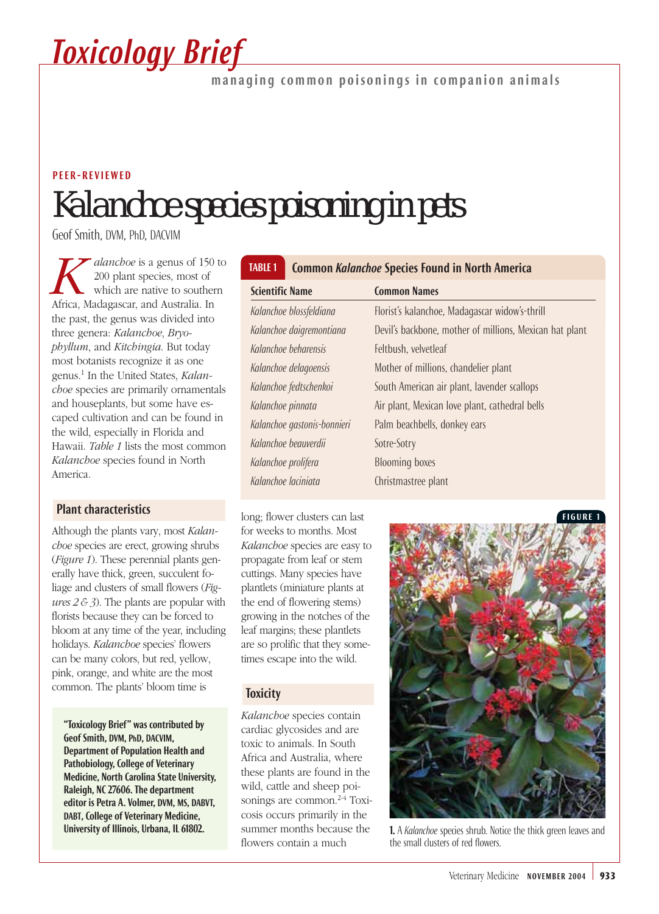# Toxicology Brief

managing common poisonings in companion animals

PEER-REVIEWED

## Kalanchoe species poisoning in pets

Geof Smith, DVM, PhD, DACVIM

*Kalanchoe* is a genus of 150 to 200 plant species, most of which are native to southern Africa, Madagascar, and Australia. In the past, the genus was divided into three genera: *Kalanchoe*, *Bryophyllum*, and *Kitchingia*. But today most botanists recognize it as one genus.[1] In the United States, *Kalanchoe* species are primarily ornamentals and houseplants, but some have escaped cultivation and can be found in the wild, especially in Florida and Hawaii. *Table 1* lists the most common *Kalanchoe* species found in North America.

**TABLE 1 Common *Kalanchoe* Species Found in North America**

| Scientific Name | Common Names |
|---|---|
| *Kalanchoe blossfeldiana* | Florist's kalanchoe, Madagascar widow's-thrill |
| *Kalanchoe daigremontiana* | Devil's backbone, mother of millions, Mexican hat plant |
| *Kalanchoe beharensis* | Feltbush, velvetleaf |
| *Kalanchoe delagoensis* | Mother of millions, chandelier plant |
| *Kalanchoe fedtschenkoi* | South American air plant, lavender scallops |
| *Kalanchoe pinnata* | Air plant, Mexican love plant, cathedral bells |
| *Kalanchoe gastonis-bonnieri* | Palm beachbells, donkey ears |
| *Kalanchoe beauverdii* | Sotre-Sotry |
| *Kalanchoe prolifera* | Blooming boxes |
| *Kalanchoe laciniata* | Christmastree plant |

### Plant characteristics

Although the plants vary, most *Kalanchoe* species are erect, growing shrubs (*Figure 1*). These perennial plants generally have thick, green, succulent foliage and clusters of small flowers (*Figures 2 & 3*). The plants are popular with florists because they can be forced to bloom at any time of the year, including holidays. *Kalanchoe* species' flowers can be many colors, but red, yellow, pink, orange, and white are the most common. The plants' bloom time is long; flower clusters can last for weeks to months. Most *Kalanchoe* species are easy to propagate from leaf or stem cuttings. Many species have plantlets (miniature plants at the end of flowering stems) growing in the notches of the leaf margins; these plantlets are so prolific that they sometimes escape into the wild.

### Toxicity

*Kalanchoe* species contain cardiac glycosides and are toxic to animals. In South Africa and Australia, where these plants are found in the wild, cattle and sheep poisonings are common.[2-4] Toxicosis occurs primarily in the summer months because the flowers contain a much

FIGURE 1

1. A *Kalanchoe* species shrub. Notice the thick green leaves and the small clusters of red flowers.

**"Toxicology Brief" was contributed by Geof Smith, DVM, PhD, DACVIM, Department of Population Health and Pathobiology, College of Veterinary Medicine, North Carolina State University, Raleigh, NC 27606. The department editor is Petra A. Volmer, DVM, MS, DABVT, DABT, College of Veterinary Medicine, University of Illinois, Urbana, IL 61802.**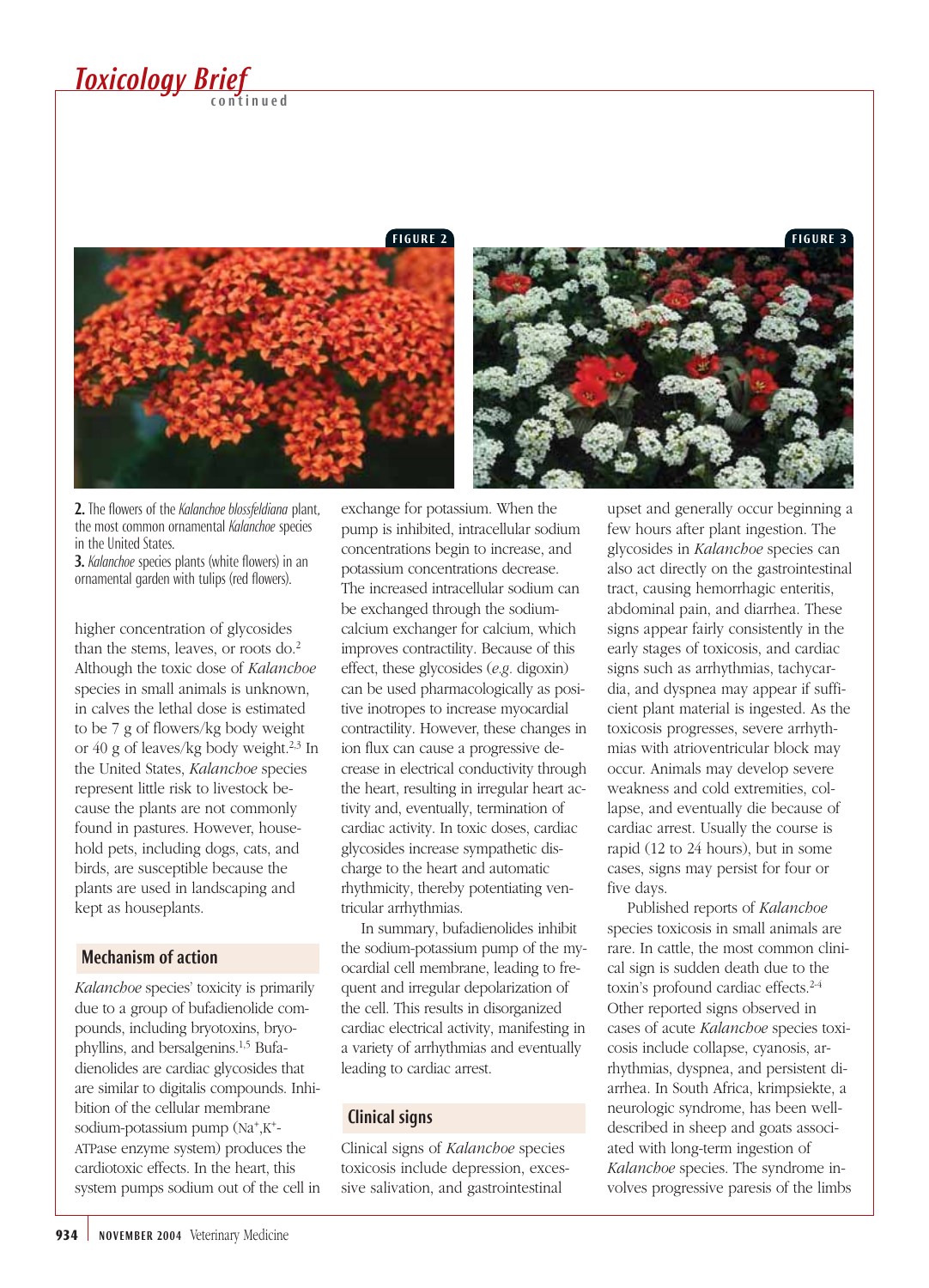2. The flowers of the *Kalanchoe blossfeldiana* plant, the most common ornamental *Kalanchoe* species in the United States.

3. *Kalanchoe* species plants (white flowers) in an ornamental garden with tulips (red flowers).

higher concentration of glycosides than the stems, leaves, or roots do.[2] Although the toxic dose of *Kalanchoe* species in small animals is unknown, in calves the lethal dose is estimated to be 7 g of flowers/kg body weight or 40 g of leaves/kg body weight.[2,3] In the United States, *Kalanchoe* species represent little risk to livestock because the plants are not commonly found in pastures. However, household pets, including dogs, cats, and birds, are susceptible because the plants are used in landscaping and kept as houseplants.

## Mechanism of action

*Kalanchoe* species' toxicity is primarily due to a group of bufadienolide compounds, including bryotoxins, bryophyllins, and bersalgenins.[1,5] Bufadienolides are cardiac glycosides that are similar to digitalis compounds. Inhibition of the cellular membrane sodium-potassium pump ($Na^+$,$K^+$-ATPase enzyme system) produces the cardiotoxic effects. In the heart, this system pumps sodium out of the cell in exchange for potassium. When the pump is inhibited, intracellular sodium concentrations begin to increase, and potassium concentrations decrease. The increased intracellular sodium can be exchanged through the sodium-calcium exchanger for calcium, which improves contractility. Because of this effect, these glycosides (*e.g.* digoxin) can be used pharmacologically as positive inotropes to increase myocardial contractility. However, these changes in ion flux can cause a progressive decrease in electrical conductivity through the heart, resulting in irregular heart activity and, eventually, termination of cardiac activity. In toxic doses, cardiac glycosides increase sympathetic discharge to the heart and automatic rhythmicity, thereby potentiating ventricular arrhythmias.

In summary, bufadienolides inhibit the sodium-potassium pump of the myocardial cell membrane, leading to frequent and irregular depolarization of the cell. This results in disorganized cardiac electrical activity, manifesting in a variety of arrhythmias and eventually leading to cardiac arrest.

## Clinical signs

Clinical signs of *Kalanchoe* species toxicosis include depression, excessive salivation, and gastrointestinal upset and generally occur beginning a few hours after plant ingestion. The glycosides in *Kalanchoe* species can also act directly on the gastrointestinal tract, causing hemorrhagic enteritis, abdominal pain, and diarrhea. These signs appear fairly consistently in the early stages of toxicosis, and cardiac signs such as arrhythmias, tachycardia, and dyspnea may appear if sufficient plant material is ingested. As the toxicosis progresses, severe arrhythmias with atrioventricular block may occur. Animals may develop severe weakness and cold extremities, collapse, and eventually die because of cardiac arrest. Usually the course is rapid (12 to 24 hours), but in some cases, signs may persist for four or five days.

Published reports of *Kalanchoe* species toxicosis in small animals are rare. In cattle, the most common clinical sign is sudden death due to the toxin's profound cardiac effects.[2-4] Other reported signs observed in cases of acute *Kalanchoe* species toxicosis include collapse, cyanosis, arrhythmias, dyspnea, and persistent diarrhea. In South Africa, krimpsiekte, a neurologic syndrome, has been well-described in sheep and goats associated with long-term ingestion of *Kalanchoe* species. The syndrome involves progressive paresis of the limbs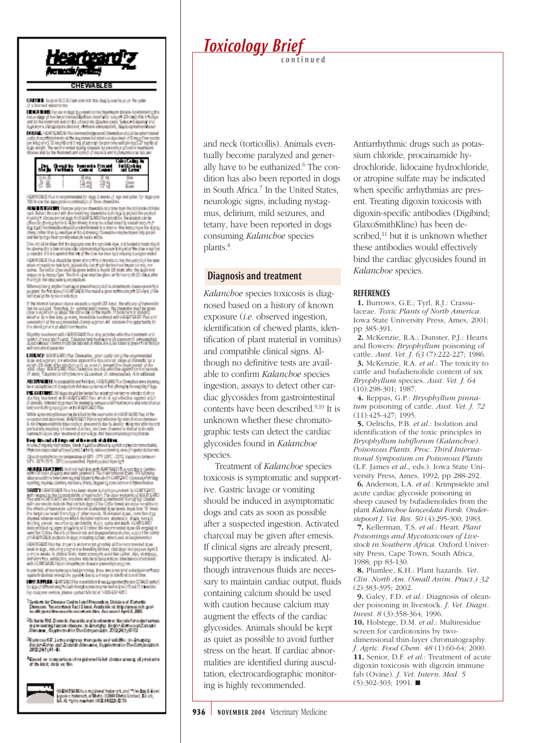and neck (torticollis). Animals eventually become paralyzed and generally have to be euthanized.[6] The condition has also been reported in dogs in South Africa.[7] In the United States, neurologic signs, including nystagmus, delirium, mild seizures, and tetany, have been reported in dogs consuming *Kalanchoe* species plants.[8]

## Diagnosis and treatment

*Kalanchoe* species toxicosis is diagnosed based on a history of known exposure (*i.e.* observed ingestion, identification of chewed plants, identification of plant material in vomitus) and compatible clinical signs. Although no definitive tests are available to confirm *Kalanchoe* species ingestion, assays to detect other cardiac glycosides from gastrointestinal contents have been described.[9,10] It is unknown whether these chromatographic tests can detect the cardiac glycosides found in *Kalanchoe* species.

Treatment of *Kalanchoe* species toxicosis is symptomatic and supportive. Gastric lavage or vomiting should be induced in asymptomatic dogs and cats as soon as possible after a suspected ingestion. Activated charcoal may be given after emesis. If clinical signs are already present, supportive therapy is indicated. Although intravenous fluids are necessary to maintain cardiac output, fluids containing calcium should be used with caution because calcium may augment the effects of the cardiac glycosides. Animals should be kept as quiet as possible to avoid further stress on the heart. If cardiac abnormalities are identified during auscultation, electrocardiographic monitoring is highly recommended.

Antiarrhythmic drugs such as potassium chloride, procainamide hydrochloride, lidocaine hydrochloride, or atropine sulfate may be indicated when specific arrhythmias are present. Treating digoxin toxicosis with digoxin-specific antibodies (Digibind; GlaxoSmithKline) has been described,[11] but it is unknown whether these antibodies would effectively bind the cardiac glycosides found in *Kalanchoe* species.

## REFERENCES

**1.** Burrows, G.E.; Tyrl, R.J.: Crassulaceae. *Toxic Plants of North America.* Iowa State University Press, Ames, 2001; pp 385-391.

**2.** McKenzie, R.A.; Dunster, P.J.: Hearts and flowers: *Bryophyllum* poisoning of cattle. *Aust. Vet. J. 63* (7):222-227; 1986.

**3.** McKenzie, R.A. *et al.*: The toxicity to cattle and bufadienolide content of six *Bryophyllum* species. *Aust. Vet. J. 64* (10):298-301; 1987.

**4.** Reppas, G.P.: *Bryophyllum pinnatum* poisoning of cattle. *Aust. Vet. J. 72* (11):425-427; 1995.

**5.** Oelrichs, P.B. *et al.*: Isolation and identification of the toxic principles in *Bryophyllum tubiflorum (Kalanchoe). Poisonous Plants. Proc. Third International Symposium on Poisonous Plants* (L.F. James *et al.*, eds.). Iowa State University Press, Ames, 1992; pp 288-292.

**6.** Anderson, L.A. *et al.*: Krimpsiekte and acute cardiac glycoside poisoning in sheep caused by bufadienolides from the plant *Kalanchoe lanceolata Forsk. Onderstepoort J. Vet. Res. 50* (4):295-300; 1983.

**7.** Kellerman, T.S. *et al.*: Heart. *Plant Poisonings and Mycotoxicoses of Livestock in Southern Africa.* Oxford University Press, Cape Town, South Africa, 1988; pp 83-130.

**8.** Plumlee, K.H.: Plant hazards. *Vet. Clin. North Am. (Small Anim. Pract.) 32* (2):383-395; 2002.

**9.** Galey, F.D. *et al.*: Diagnosis of oleander poisoning in livestock. *J. Vet. Diagn. Invest. 8* (3):358-364; 1996.

**10.** Holstege, D.M. *et al.*: Multiresidue screen for cardiotoxins by two-dimensional thin-layer chromatography. *J. Agric. Food Chem. 48* (1):60-64; 2000.

**11.** Senior, D.F. *et al.*: Treatment of acute digoxin toxicosis with digoxin immune fab (Ovine). *J. Vet. Intern. Med. 5* (5):302-303; 1991. ■